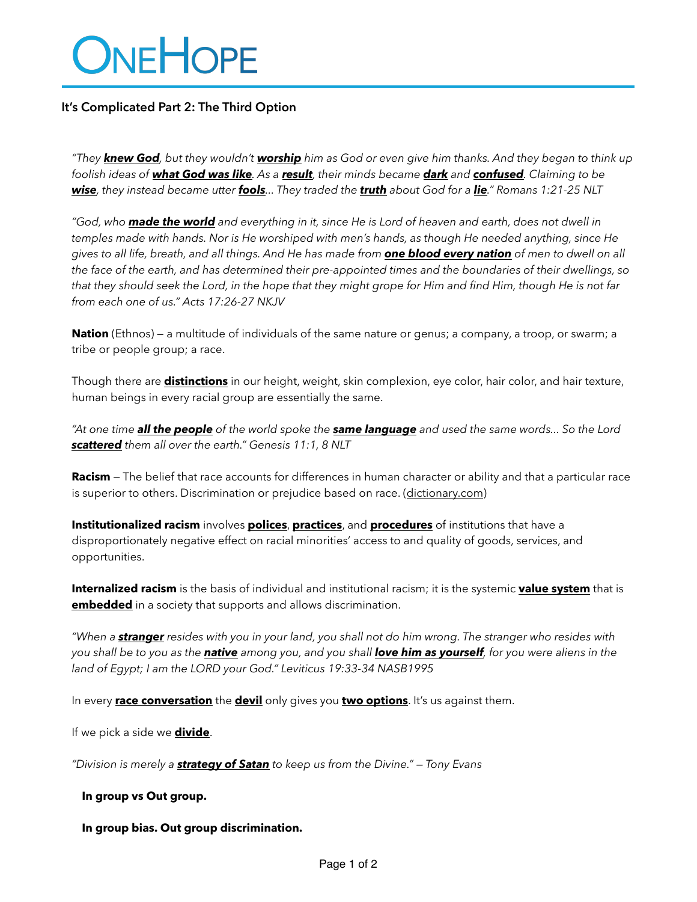# ONEHOPE

## It's Complicated Part 2: The Third Option

*"They **knew God**, but they wouldn't **worship** him as God or even give him thanks. And they began to think up foolish ideas of **what God was like**. As a **result**, their minds became **dark** and **confused**. Claiming to be **wise**, they instead became utter **fools**... They traded the **truth** about God for a **lie**." Romans 1:21-25 NLT*

*"God, who **made the world** and everything in it, since He is Lord of heaven and earth, does not dwell in temples made with hands. Nor is He worshiped with men's hands, as though He needed anything, since He gives to all life, breath, and all things. And He has made from **one blood every nation** of men to dwell on all the face of the earth, and has determined their pre-appointed times and the boundaries of their dwellings, so that they should seek the Lord, in the hope that they might grope for Him and find Him, though He is not far from each one of us." Acts 17:26-27 NKJV*

**Nation** (Ethnos) — a multitude of individuals of the same nature or genus; a company, a troop, or swarm; a tribe or people group; a race.

Though there are **distinctions** in our height, weight, skin complexion, eye color, hair color, and hair texture, human beings in every racial group are essentially the same.

*"At one time **all the people** of the world spoke the **same language** and used the same words... So the Lord **scattered** them all over the earth." Genesis 11:1, 8 NLT*

**Racism** — The belief that race accounts for differences in human character or ability and that a particular race is superior to others. Discrimination or prejudice based on race. (dictionary.com)

**Institutionalized racism** involves **polices**, **practices**, and **procedures** of institutions that have a disproportionately negative effect on racial minorities' access to and quality of goods, services, and opportunities.

**Internalized racism** is the basis of individual and institutional racism; it is the systemic **value system** that is **embedded** in a society that supports and allows discrimination.

*"When a **stranger** resides with you in your land, you shall not do him wrong. The stranger who resides with you shall be to you as the **native** among you, and you shall **love him as yourself**, for you were aliens in the land of Egypt; I am the LORD your God." Leviticus 19:33-34 NASB1995*

In every **race conversation** the **devil** only gives you **two options**. It's us against them.

If we pick a side we **divide**.

*"Division is merely a **strategy of Satan** to keep us from the Divine." — Tony Evans*

**In group vs Out group.**

**In group bias. Out group discrimination.**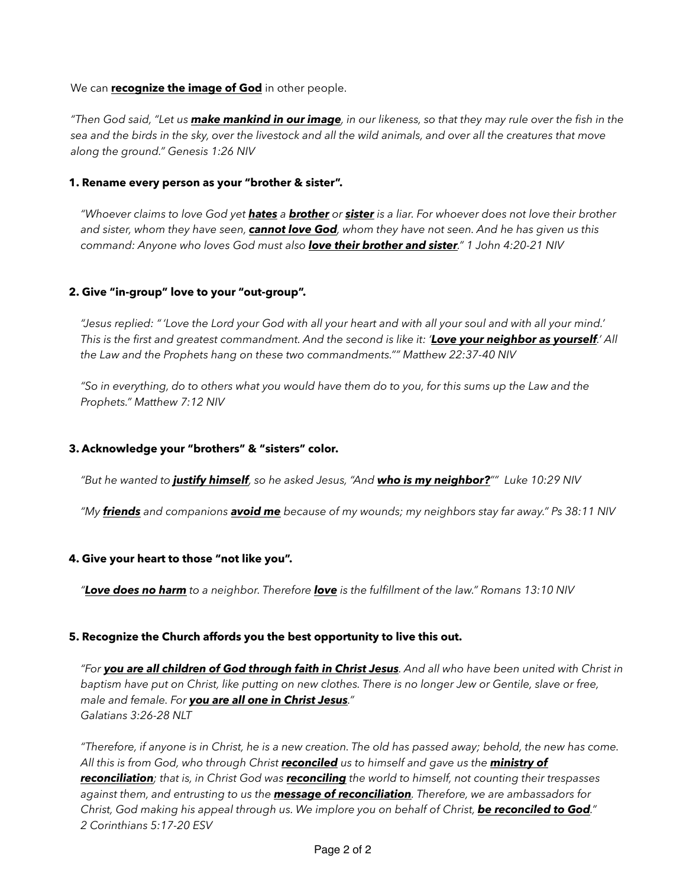We can **recognize the image of God** in other people.

*"Then God said, "Let us **make mankind in our image**, in our likeness, so that they may rule over the fish in the sea and the birds in the sky, over the livestock and all the wild animals, and over all the creatures that move along the ground." Genesis 1:26 NIV*

**1. Rename every person as your "brother & sister".**

*"Whoever claims to love God yet **hates** a **brother** or **sister** is a liar. For whoever does not love their brother and sister, whom they have seen, **cannot love God**, whom they have not seen. And he has given us this command: Anyone who loves God must also **love their brother and sister**." 1 John 4:20-21 NIV*

**2. Give "in-group" love to your "out-group".**

*"Jesus replied: " 'Love the Lord your God with all your heart and with all your soul and with all your mind.' This is the first and greatest commandment. And the second is like it: '**Love your neighbor as yourself**.' All the Law and the Prophets hang on these two commandments."" Matthew 22:37-40 NIV*

*"So in everything, do to others what you would have them do to you, for this sums up the Law and the Prophets." Matthew 7:12 NIV*

**3. Acknowledge your "brothers" & "sisters" color.**

*"But he wanted to **justify himself**, so he asked Jesus, "And **who is my neighbor?**"" Luke 10:29 NIV*

*"My **friends** and companions **avoid me** because of my wounds; my neighbors stay far away." Ps 38:11 NIV*

**4. Give your heart to those "not like you".**

*"**Love does no harm** to a neighbor. Therefore **love** is the fulfillment of the law." Romans 13:10 NIV*

**5. Recognize the Church affords you the best opportunity to live this out.**

*"For **you are all children of God through faith in Christ Jesus**. And all who have been united with Christ in baptism have put on Christ, like putting on new clothes. There is no longer Jew or Gentile, slave or free, male and female. For **you are all one in Christ Jesus**."*
*Galatians 3:26-28 NLT*

*"Therefore, if anyone is in Christ, he is a new creation. The old has passed away; behold, the new has come. All this is from God, who through Christ **reconciled** us to himself and gave us the **ministry of reconciliation**; that is, in Christ God was **reconciling** the world to himself, not counting their trespasses against them, and entrusting to us the **message of reconciliation**. Therefore, we are ambassadors for Christ, God making his appeal through us. We implore you on behalf of Christ, **be reconciled to God**."*
*2 Corinthians 5:17-20 ESV*